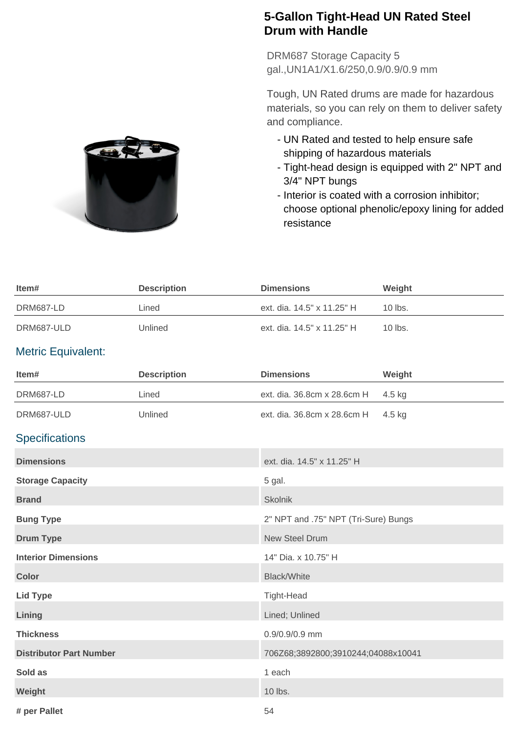# 5-Gallon Tight-Head UN Rated Steel Drum with Handle

DRM687 Storage Capacity 5 gal.,UN1A1/X1.6/250,0.9/0.9/0.9 mm

Tough, UN Rated drums are made for hazardous materials, so you can rely on them to deliver safety and compliance.

- UN Rated and tested to help ensure safe shipping of hazardous materials
- Tight-head design is equipped with 2" NPT and 3/4" NPT bungs
- Interior is coated with a corrosion inhibitor; choose optional phenolic/epoxy lining for added resistance

| Item# | Description | Dimensions | Weight |
|---|---|---|---|
| DRM687-LD | Lined | ext. dia. 14.5" x 11.25" H | 10 lbs. |
| DRM687-ULD | Unlined | ext. dia. 14.5" x 11.25" H | 10 lbs. |

## Metric Equivalent:

| Item# | Description | Dimensions | Weight |
|---|---|---|---|
| DRM687-LD | Lined | ext. dia. 36.8cm x 28.6cm H | 4.5 kg |
| DRM687-ULD | Unlined | ext. dia. 36.8cm x 28.6cm H | 4.5 kg |

## Specifications

| | |
|---|---|
| **Dimensions** | ext. dia. 14.5" x 11.25" H |
| **Storage Capacity** | 5 gal. |
| **Brand** | Skolnik |
| **Bung Type** | 2" NPT and .75" NPT (Tri-Sure) Bungs |
| **Drum Type** | New Steel Drum |
| **Interior Dimensions** | 14" Dia. x 10.75" H |
| **Color** | Black/White |
| **Lid Type** | Tight-Head |
| **Lining** | Lined; Unlined |
| **Thickness** | 0.9/0.9/0.9 mm |
| **Distributor Part Number** | 706Z68;3892800;3910244;04088x10041 |
| **Sold as** | 1 each |
| **Weight** | 10 lbs. |
| **# per Pallet** | 54 |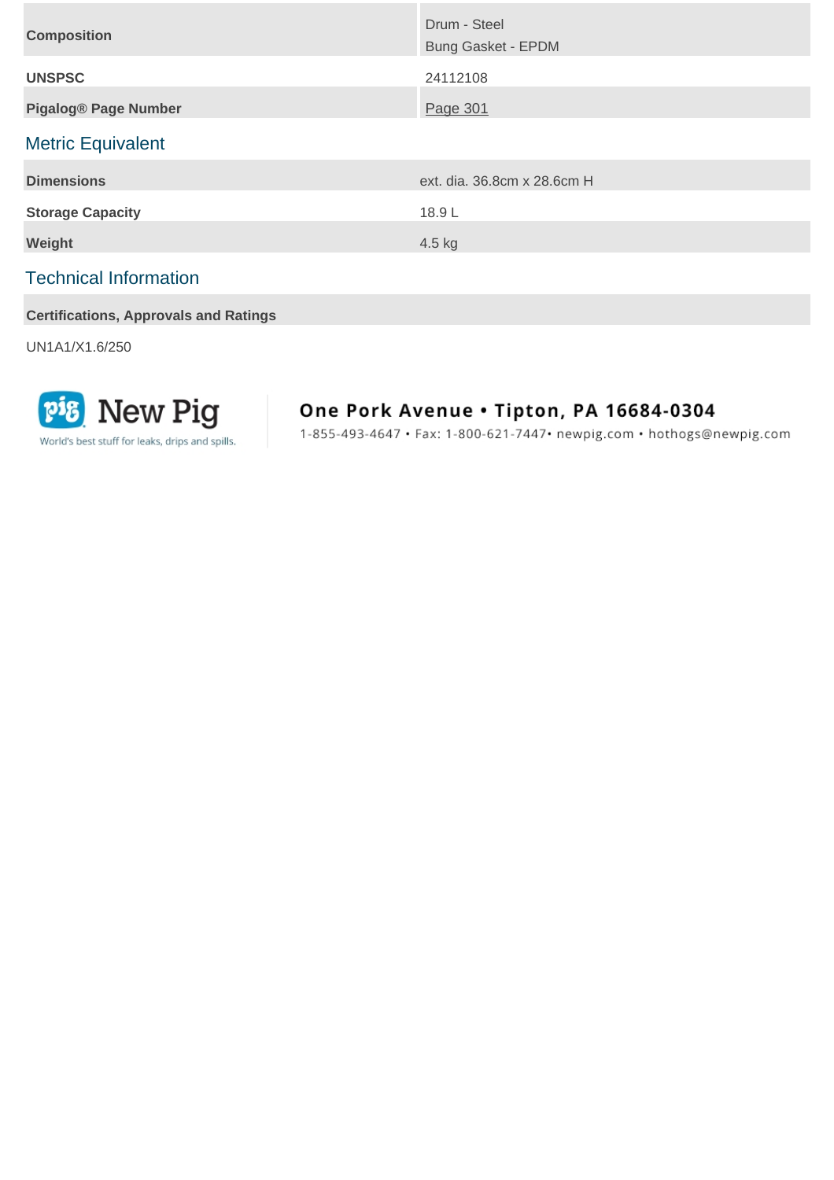| | |
|---|---|
| **Composition** | Drum - Steel<br>Bung Gasket - EPDM |
| **UNSPSC** | 24112108 |
| **Pigalog® Page Number** | Page 301 |

## Metric Equivalent

| | |
|---|---|
| **Dimensions** | ext. dia. 36.8cm x 28.6cm H |
| **Storage Capacity** | 18.9 L |
| **Weight** | 4.5 kg |

## Technical Information

**Certifications, Approvals and Ratings**

UN1A1/X1.6/250

New Pig
World's best stuff for leaks, drips and spills.

**One Pork Avenue • Tipton, PA 16684-0304**
1-855-493-4647 • Fax: 1-800-621-7447• newpig.com • hothogs@newpig.com